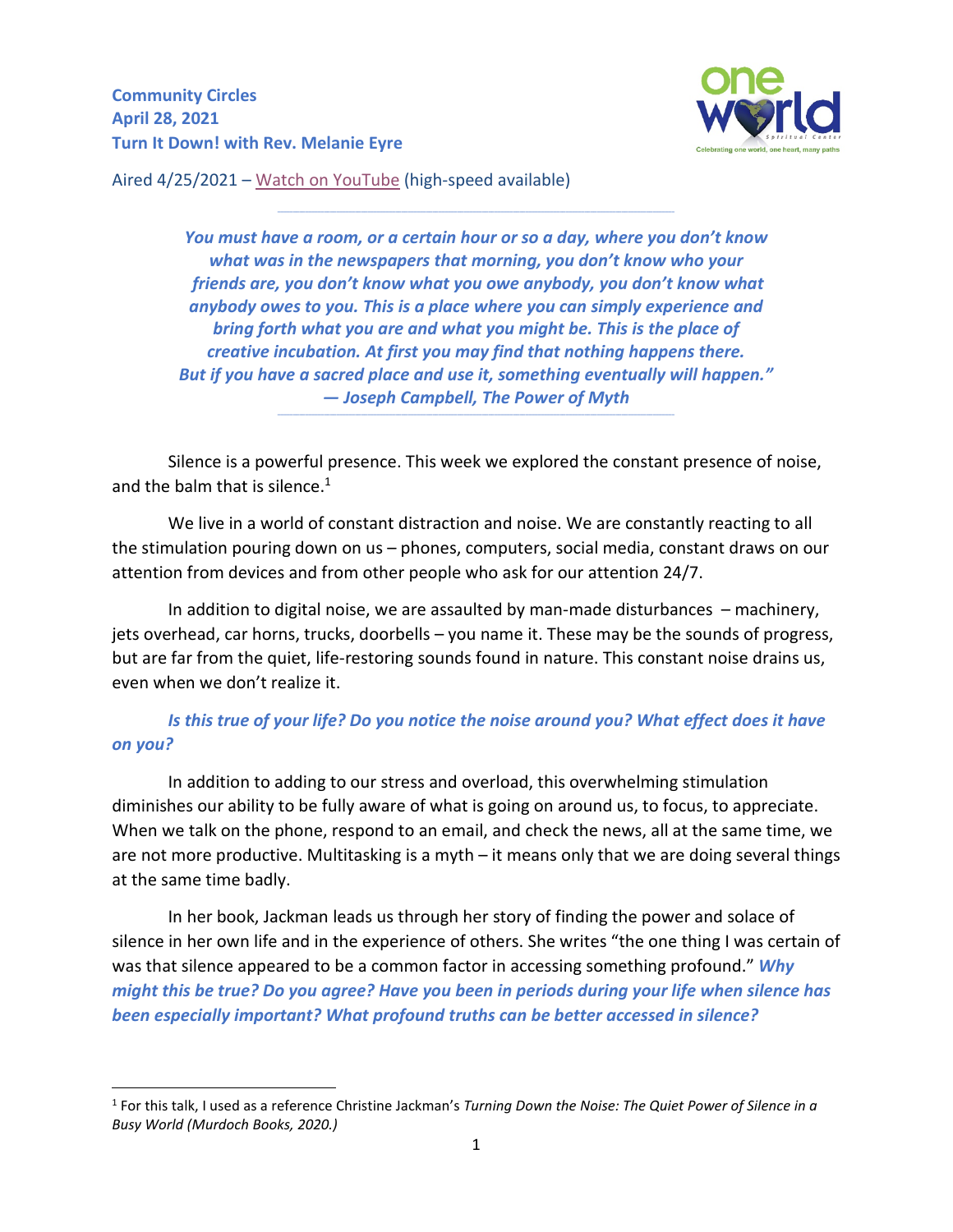**Community Circles**
**April 28, 2021**
**Turn It Down! with Rev. Melanie Eyre**

Aired 4/25/2021 – Watch on YouTube (high-speed available)

---

> ***You must have a room, or a certain hour or so a day, where you don't know what was in the newspapers that morning, you don't know who your friends are, you don't know what you owe anybody, you don't know what anybody owes to you. This is a place where you can simply experience and bring forth what you are and what you might be. This is the place of creative incubation. At first you may find that nothing happens there. But if you have a sacred place and use it, something eventually will happen."***
> ***— Joseph Campbell, The Power of Myth***

---

Silence is a powerful presence. This week we explored the constant presence of noise, and the balm that is silence.[1]

We live in a world of constant distraction and noise. We are constantly reacting to all the stimulation pouring down on us – phones, computers, social media, constant draws on our attention from devices and from other people who ask for our attention 24/7.

In addition to digital noise, we are assaulted by man-made disturbances – machinery, jets overhead, car horns, trucks, doorbells – you name it. These may be the sounds of progress, but are far from the quiet, life-restoring sounds found in nature. This constant noise drains us, even when we don't realize it.

***Is this true of your life? Do you notice the noise around you? What effect does it have on you?***

In addition to adding to our stress and overload, this overwhelming stimulation diminishes our ability to be fully aware of what is going on around us, to focus, to appreciate. When we talk on the phone, respond to an email, and check the news, all at the same time, we are not more productive. Multitasking is a myth – it means only that we are doing several things at the same time badly.

In her book, Jackman leads us through her story of finding the power and solace of silence in her own life and in the experience of others. She writes "the one thing I was certain of was that silence appeared to be a common factor in accessing something profound." ***Why might this be true? Do you agree? Have you been in periods during your life when silence has been especially important? What profound truths can be better accessed in silence?***

---

[1] For this talk, I used as a reference Christine Jackman's *Turning Down the Noise: The Quiet Power of Silence in a Busy World (Murdoch Books, 2020.)*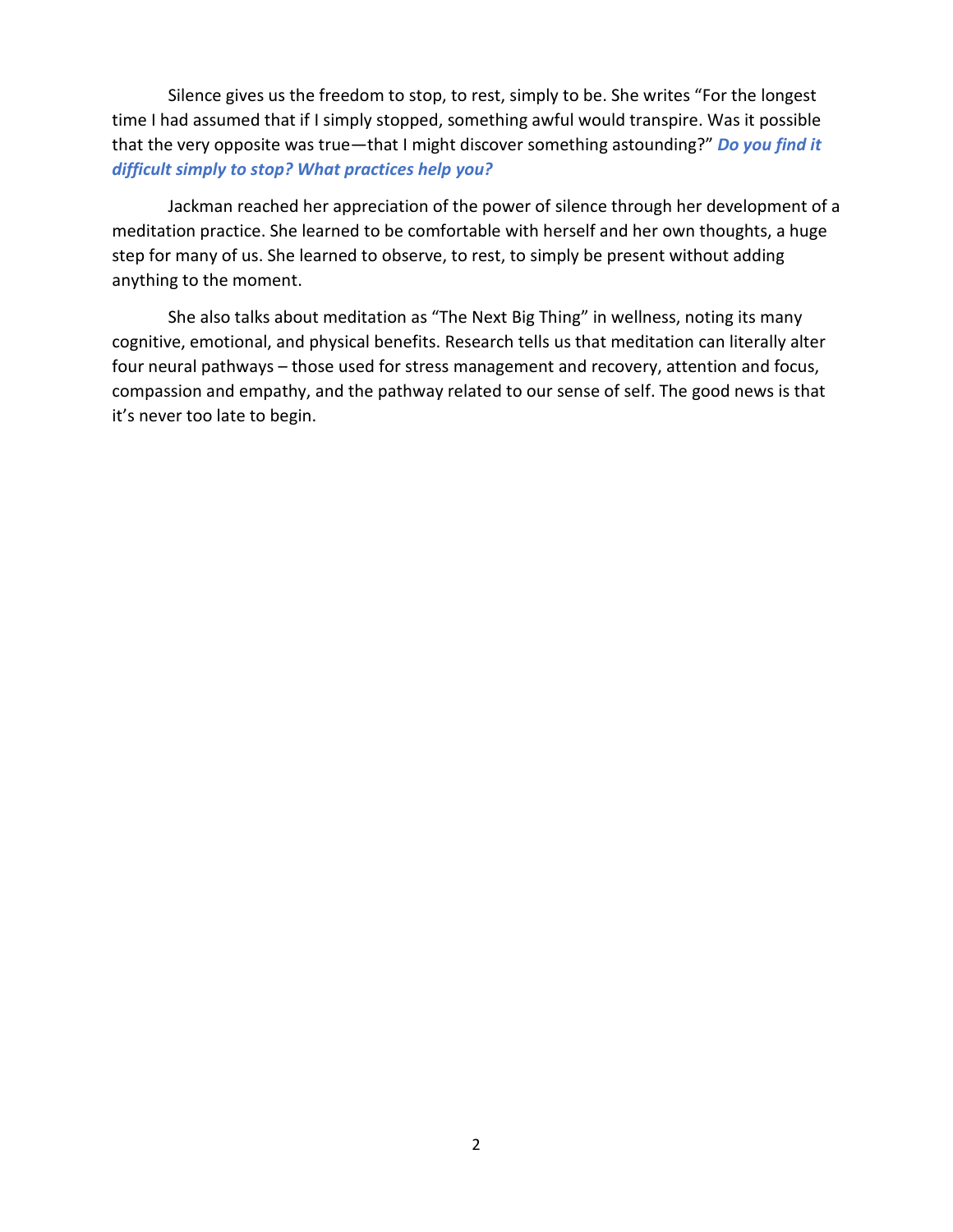Silence gives us the freedom to stop, to rest, simply to be. She writes "For the longest time I had assumed that if I simply stopped, something awful would transpire. Was it possible that the very opposite was true—that I might discover something astounding?" ***Do you find it difficult simply to stop? What practices help you?***

Jackman reached her appreciation of the power of silence through her development of a meditation practice. She learned to be comfortable with herself and her own thoughts, a huge step for many of us. She learned to observe, to rest, to simply be present without adding anything to the moment.

She also talks about meditation as "The Next Big Thing" in wellness, noting its many cognitive, emotional, and physical benefits. Research tells us that meditation can literally alter four neural pathways – those used for stress management and recovery, attention and focus, compassion and empathy, and the pathway related to our sense of self. The good news is that it's never too late to begin.